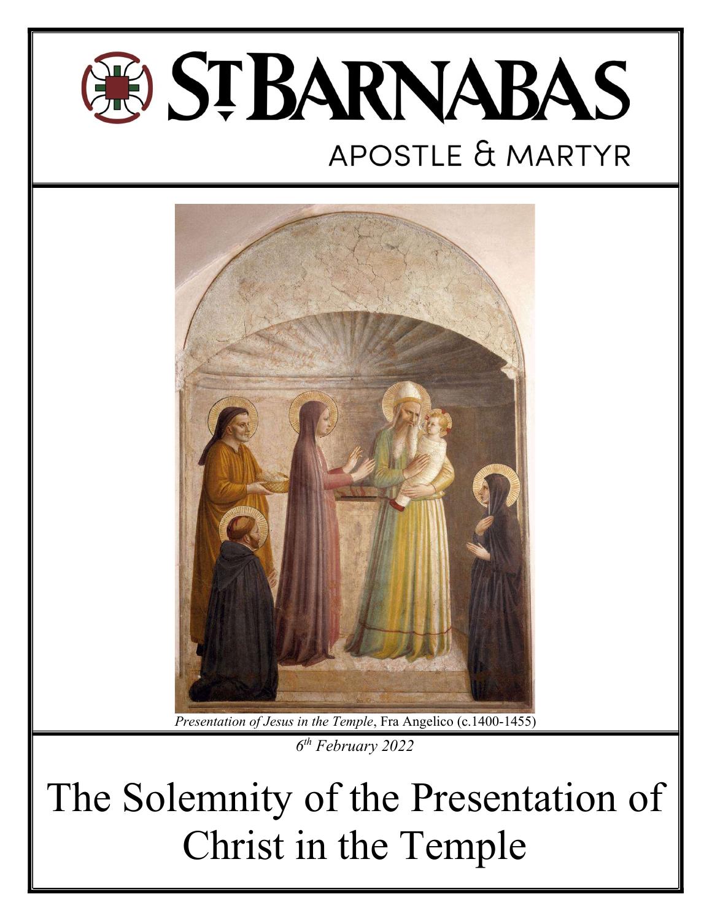# ST BARNABAS

## APOSTLE & MARTYR

*Presentation of Jesus in the Temple*, Fra Angelico (c.1400-1455)

*6th February 2022*

# The Solemnity of the Presentation of Christ in the Temple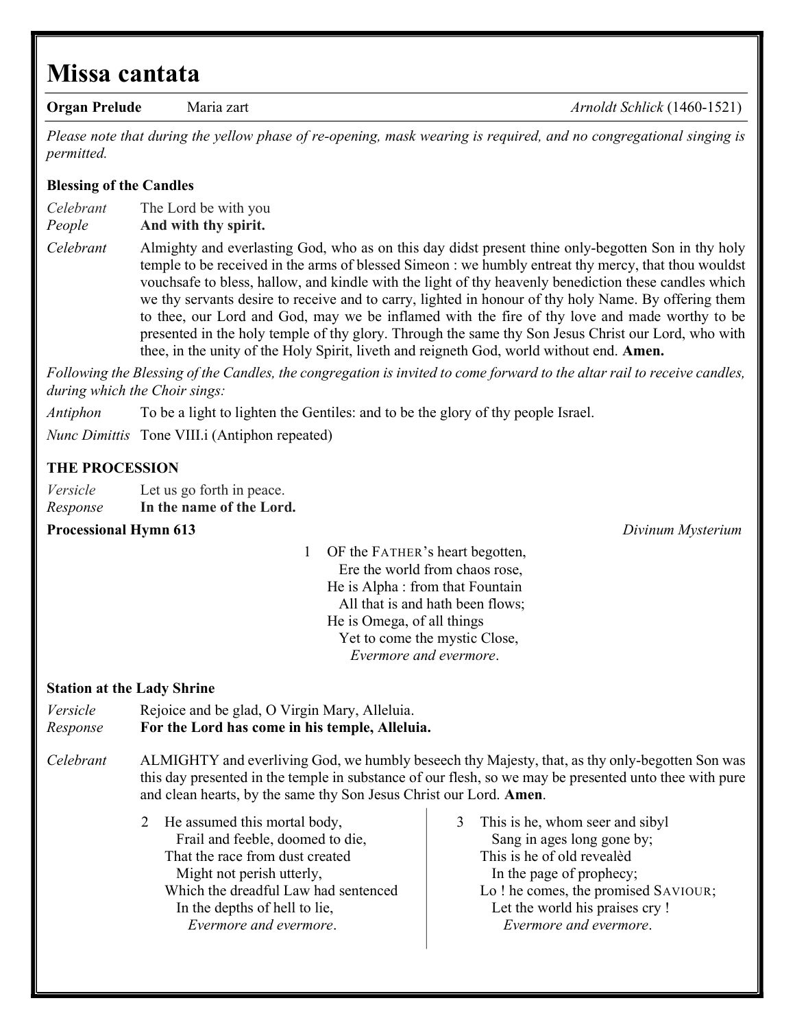# Missa cantata

**Organ Prelude** Maria zart *Arnoldt Schlick* (1460-1521)

*Please note that during the yellow phase of re-opening, mask wearing is required, and no congregational singing is permitted.*

**Blessing of the Candles**

*Celebrant* The Lord be with you
*People* **And with thy spirit.**

*Celebrant* Almighty and everlasting God, who as on this day didst present thine only-begotten Son in thy holy temple to be received in the arms of blessed Simeon : we humbly entreat thy mercy, that thou wouldst vouchsafe to bless, hallow, and kindle with the light of thy heavenly benediction these candles which we thy servants desire to receive and to carry, lighted in honour of thy holy Name. By offering them to thee, our Lord and God, may we be inflamed with the fire of thy love and made worthy to be presented in the holy temple of thy glory. Through the same thy Son Jesus Christ our Lord, who with thee, in the unity of the Holy Spirit, liveth and reigneth God, world without end. **Amen.**

*Following the Blessing of the Candles, the congregation is invited to come forward to the altar rail to receive candles, during which the Choir sings:*

*Antiphon* To be a light to lighten the Gentiles: and to be the glory of thy people Israel.

*Nunc Dimittis* Tone VIII.i (Antiphon repeated)

**THE PROCESSION**

*Versicle* Let us go forth in peace.
*Response* **In the name of the Lord.**

**Processional Hymn 613** *Divinum Mysterium*

1 OF the FATHER's heart begotten,
Ere the world from chaos rose,
He is Alpha : from that Fountain
All that is and hath been flows;
He is Omega, of all things
Yet to come the mystic Close,
*Evermore and evermore*.

**Station at the Lady Shrine**

*Versicle* Rejoice and be glad, O Virgin Mary, Alleluia.
*Response* **For the Lord has come in his temple, Alleluia.**

*Celebrant* ALMIGHTY and everliving God, we humbly beseech thy Majesty, that, as thy only-begotten Son was this day presented in the temple in substance of our flesh, so we may be presented unto thee with pure and clean hearts, by the same thy Son Jesus Christ our Lord. **Amen**.

2 He assumed this mortal body,
Frail and feeble, doomed to die,
That the race from dust created
Might not perish utterly,
Which the dreadful Law had sentenced
In the depths of hell to lie,
*Evermore and evermore*.

3 This is he, whom seer and sibyl
Sang in ages long gone by;
This is he of old revealèd
In the page of prophecy;
Lo ! he comes, the promised SAVIOUR;
Let the world his praises cry !
*Evermore and evermore*.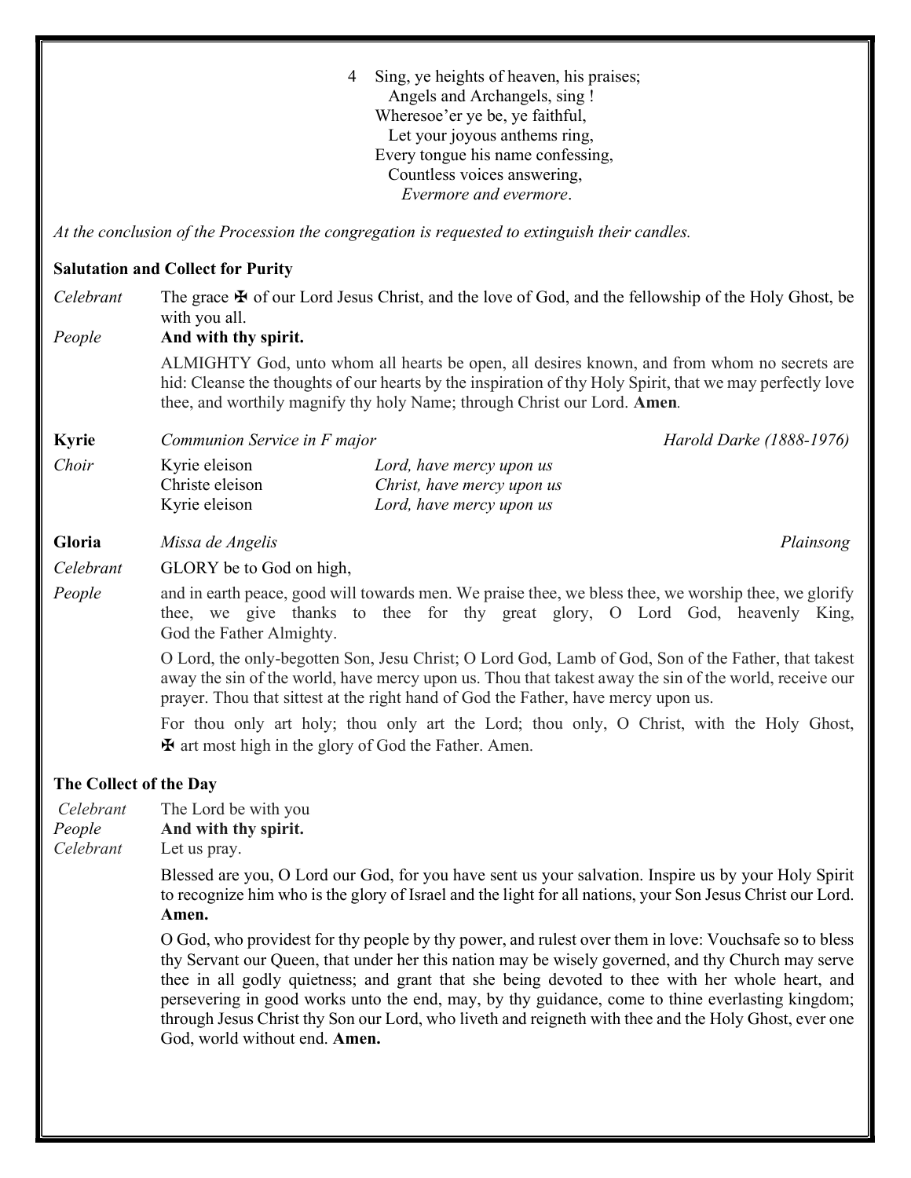4 Sing, ye heights of heaven, his praises;
  Angels and Archangels, sing !
Wheresoe'er ye be, ye faithful,
  Let your joyous anthems ring,
Every tongue his name confessing,
  Countless voices answering,
    *Evermore and evermore*.

*At the conclusion of the Procession the congregation is requested to extinguish their candles.*

**Salutation and Collect for Purity**

*Celebrant* The grace ✠ of our Lord Jesus Christ, and the love of God, and the fellowship of the Holy Ghost, be with you all.

*People* **And with thy spirit.**

ALMIGHTY God, unto whom all hearts be open, all desires known, and from whom no secrets are hid: Cleanse the thoughts of our hearts by the inspiration of thy Holy Spirit, that we may perfectly love thee, and worthily magnify thy holy Name; through Christ our Lord. **Amen**.

**Kyrie** *Communion Service in F major* *Harold Darke (1888-1976)*

*Choir*

| | |
|---|---|
| Kyrie eleison | *Lord, have mercy upon us* |
| Christe eleison | *Christ, have mercy upon us* |
| Kyrie eleison | *Lord, have mercy upon us* |

**Gloria** *Missa de Angelis* *Plainsong*

*Celebrant* GLORY be to God on high,

*People* and in earth peace, good will towards men. We praise thee, we bless thee, we worship thee, we glorify thee, we give thanks to thee for thy great glory, O Lord God, heavenly King, God the Father Almighty.

O Lord, the only-begotten Son, Jesu Christ; O Lord God, Lamb of God, Son of the Father, that takest away the sin of the world, have mercy upon us. Thou that takest away the sin of the world, receive our prayer. Thou that sittest at the right hand of God the Father, have mercy upon us.

For thou only art holy; thou only art the Lord; thou only, O Christ, with the Holy Ghost, ✠ art most high in the glory of God the Father. Amen.

**The Collect of the Day**

*Celebrant* The Lord be with you
*People* **And with thy spirit.**
*Celebrant* Let us pray.

Blessed are you, O Lord our God, for you have sent us your salvation. Inspire us by your Holy Spirit to recognize him who is the glory of Israel and the light for all nations, your Son Jesus Christ our Lord. **Amen.**

O God, who providest for thy people by thy power, and rulest over them in love: Vouchsafe so to bless thy Servant our Queen, that under her this nation may be wisely governed, and thy Church may serve thee in all godly quietness; and grant that she being devoted to thee with her whole heart, and persevering in good works unto the end, may, by thy guidance, come to thine everlasting kingdom; through Jesus Christ thy Son our Lord, who liveth and reigneth with thee and the Holy Ghost, ever one God, world without end. **Amen.**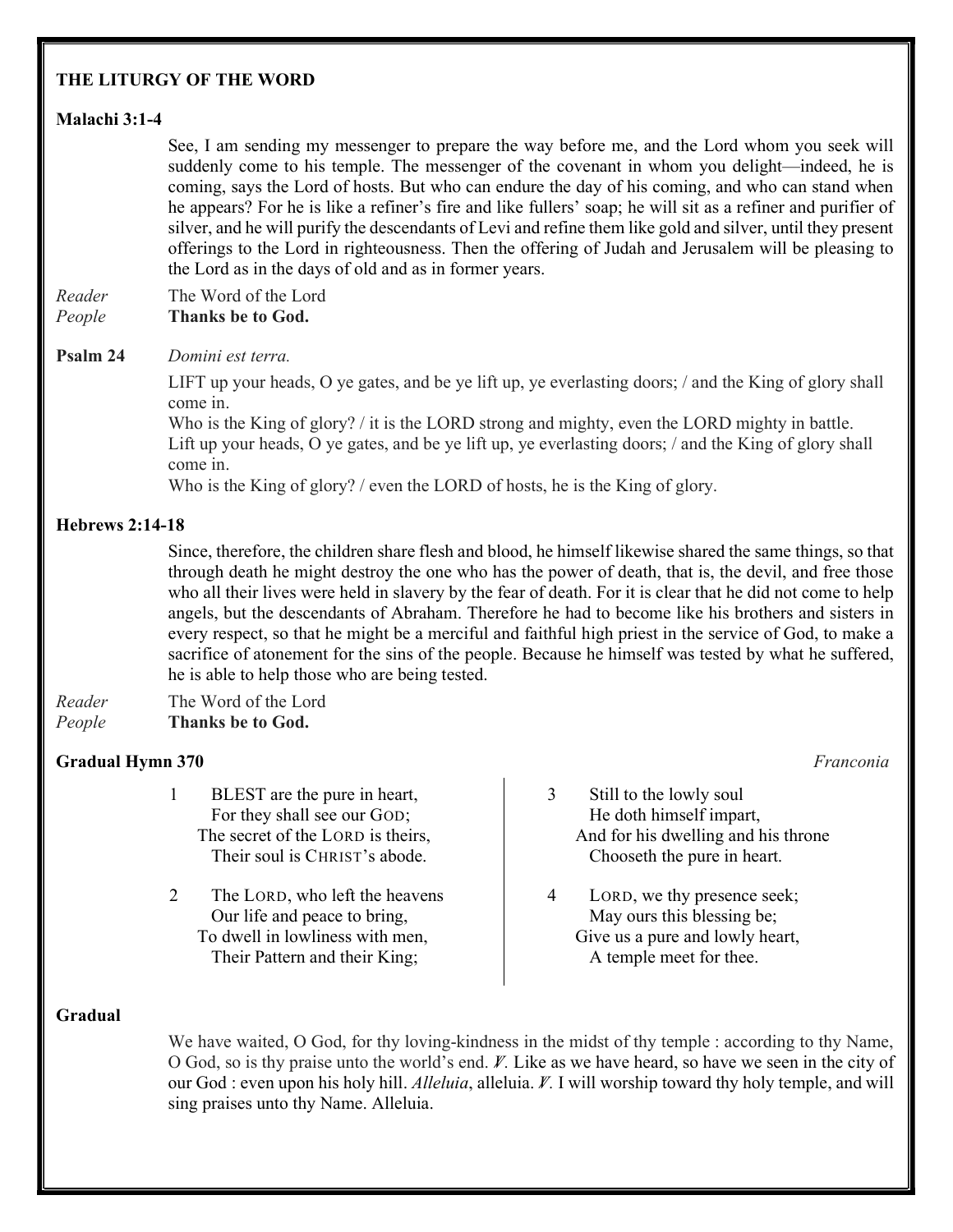## THE LITURGY OF THE WORD

**Malachi 3:1-4**

See, I am sending my messenger to prepare the way before me, and the Lord whom you seek will suddenly come to his temple. The messenger of the covenant in whom you delight—indeed, he is coming, says the Lord of hosts. But who can endure the day of his coming, and who can stand when he appears? For he is like a refiner's fire and like fullers' soap; he will sit as a refiner and purifier of silver, and he will purify the descendants of Levi and refine them like gold and silver, until they present offerings to the Lord in righteousness. Then the offering of Judah and Jerusalem will be pleasing to the Lord as in the days of old and as in former years.

*Reader* The Word of the Lord
*People* **Thanks be to God.**

**Psalm 24** *Domini est terra.*

LIFT up your heads, O ye gates, and be ye lift up, ye everlasting doors; / and the King of glory shall come in.
Who is the King of glory? / it is the LORD strong and mighty, even the LORD mighty in battle.
Lift up your heads, O ye gates, and be ye lift up, ye everlasting doors; / and the King of glory shall come in.
Who is the King of glory? / even the LORD of hosts, he is the King of glory.

**Hebrews 2:14-18**

Since, therefore, the children share flesh and blood, he himself likewise shared the same things, so that through death he might destroy the one who has the power of death, that is, the devil, and free those who all their lives were held in slavery by the fear of death. For it is clear that he did not come to help angels, but the descendants of Abraham. Therefore he had to become like his brothers and sisters in every respect, so that he might be a merciful and faithful high priest in the service of God, to make a sacrifice of atonement for the sins of the people. Because he himself was tested by what he suffered, he is able to help those who are being tested.

*Reader* The Word of the Lord
*People* **Thanks be to God.**

**Gradual Hymn 370** *Franconia*

1 BLEST are the pure in heart,
For they shall see our GOD;
The secret of the LORD is theirs,
Their soul is CHRIST's abode.

2 The LORD, who left the heavens
Our life and peace to bring,
To dwell in lowliness with men,
Their Pattern and their King;

3 Still to the lowly soul
He doth himself impart,
And for his dwelling and his throne
Chooseth the pure in heart.

4 LORD, we thy presence seek;
May ours this blessing be;
Give us a pure and lowly heart,
A temple meet for thee.

**Gradual**

We have waited, O God, for thy loving-kindness in the midst of thy temple : according to thy Name, O God, so is thy praise unto the world's end. ℣. Like as we have heard, so have we seen in the city of our God : even upon his holy hill. *Alleluia*, alleluia. ℣. I will worship toward thy holy temple, and will sing praises unto thy Name. Alleluia.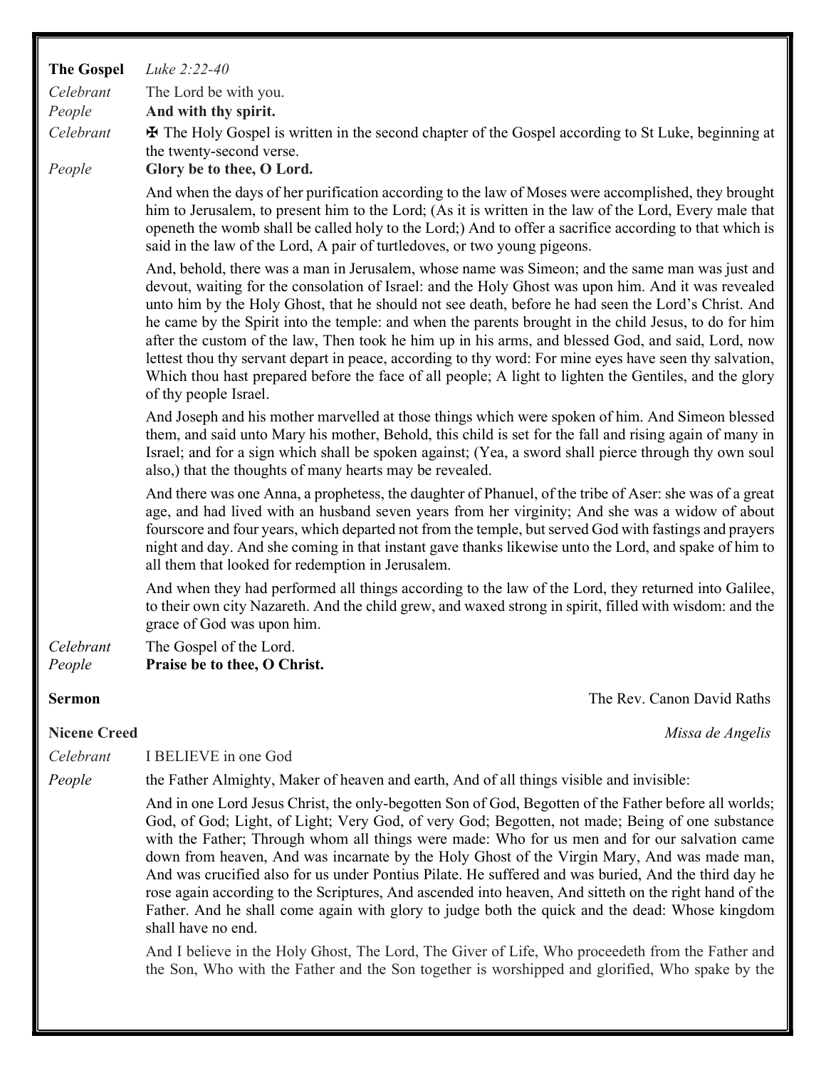**The Gospel** *Luke 2:22-40*

*Celebrant* The Lord be with you.

*People* **And with thy spirit.**

*Celebrant* ✠ The Holy Gospel is written in the second chapter of the Gospel according to St Luke, beginning at the twenty-second verse.

*People* **Glory be to thee, O Lord.**

And when the days of her purification according to the law of Moses were accomplished, they brought him to Jerusalem, to present him to the Lord; (As it is written in the law of the Lord, Every male that openeth the womb shall be called holy to the Lord;) And to offer a sacrifice according to that which is said in the law of the Lord, A pair of turtledoves, or two young pigeons.

And, behold, there was a man in Jerusalem, whose name was Simeon; and the same man was just and devout, waiting for the consolation of Israel: and the Holy Ghost was upon him. And it was revealed unto him by the Holy Ghost, that he should not see death, before he had seen the Lord's Christ. And he came by the Spirit into the temple: and when the parents brought in the child Jesus, to do for him after the custom of the law, Then took he him up in his arms, and blessed God, and said, Lord, now lettest thou thy servant depart in peace, according to thy word: For mine eyes have seen thy salvation, Which thou hast prepared before the face of all people; A light to lighten the Gentiles, and the glory of thy people Israel.

And Joseph and his mother marvelled at those things which were spoken of him. And Simeon blessed them, and said unto Mary his mother, Behold, this child is set for the fall and rising again of many in Israel; and for a sign which shall be spoken against; (Yea, a sword shall pierce through thy own soul also,) that the thoughts of many hearts may be revealed.

And there was one Anna, a prophetess, the daughter of Phanuel, of the tribe of Aser: she was of a great age, and had lived with an husband seven years from her virginity; And she was a widow of about fourscore and four years, which departed not from the temple, but served God with fastings and prayers night and day. And she coming in that instant gave thanks likewise unto the Lord, and spake of him to all them that looked for redemption in Jerusalem.

And when they had performed all things according to the law of the Lord, they returned into Galilee, to their own city Nazareth. And the child grew, and waxed strong in spirit, filled with wisdom: and the grace of God was upon him.

*Celebrant* The Gospel of the Lord.

*People* **Praise be to thee, O Christ.**

**Sermon** The Rev. Canon David Raths

**Nicene Creed** *Missa de Angelis*

*Celebrant* I BELIEVE in one God

*People* the Father Almighty, Maker of heaven and earth, And of all things visible and invisible:

And in one Lord Jesus Christ, the only-begotten Son of God, Begotten of the Father before all worlds; God, of God; Light, of Light; Very God, of very God; Begotten, not made; Being of one substance with the Father; Through whom all things were made: Who for us men and for our salvation came down from heaven, And was incarnate by the Holy Ghost of the Virgin Mary, And was made man, And was crucified also for us under Pontius Pilate. He suffered and was buried, And the third day he rose again according to the Scriptures, And ascended into heaven, And sitteth on the right hand of the Father. And he shall come again with glory to judge both the quick and the dead: Whose kingdom shall have no end.

And I believe in the Holy Ghost, The Lord, The Giver of Life, Who proceedeth from the Father and the Son, Who with the Father and the Son together is worshipped and glorified, Who spake by the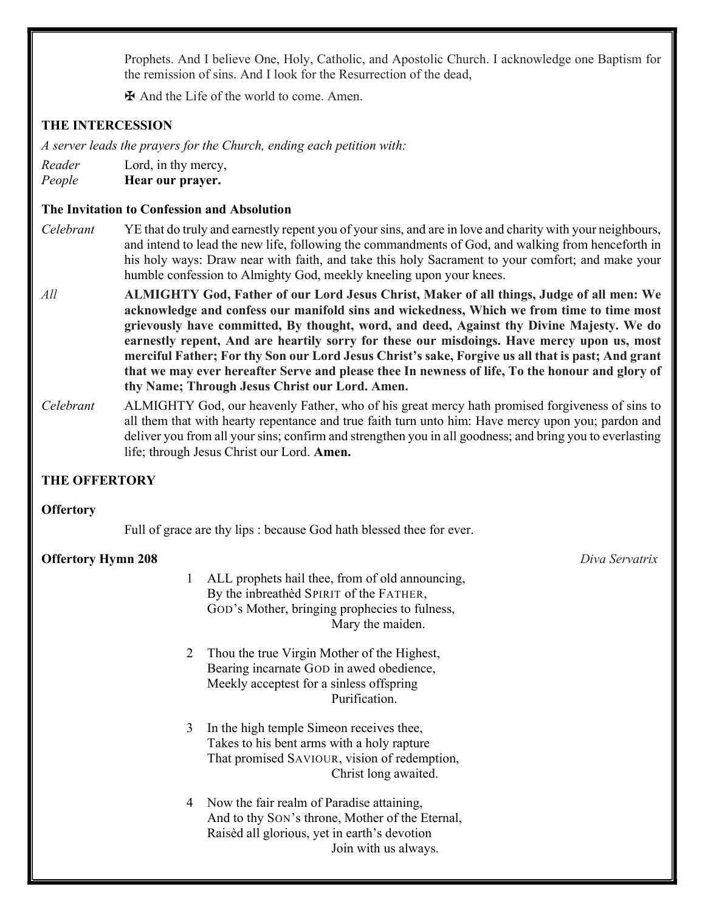Prophets. And I believe One, Holy, Catholic, and Apostolic Church. I acknowledge one Baptism for the remission of sins. And I look for the Resurrection of the dead,

✠ And the Life of the world to come. Amen.

## THE INTERCESSION

*A server leads the prayers for the Church, ending each petition with:*

*Reader* Lord, in thy mercy,
*People* **Hear our prayer.**

### The Invitation to Confession and Absolution

*Celebrant* YE that do truly and earnestly repent you of your sins, and are in love and charity with your neighbours, and intend to lead the new life, following the commandments of God, and walking from henceforth in his holy ways: Draw near with faith, and take this holy Sacrament to your comfort; and make your humble confession to Almighty God, meekly kneeling upon your knees.

*All* **ALMIGHTY God, Father of our Lord Jesus Christ, Maker of all things, Judge of all men: We acknowledge and confess our manifold sins and wickedness, Which we from time to time most grievously have committed, By thought, word, and deed, Against thy Divine Majesty. We do earnestly repent, And are heartily sorry for these our misdoings. Have mercy upon us, most merciful Father; For thy Son our Lord Jesus Christ's sake, Forgive us all that is past; And grant that we may ever hereafter Serve and please thee In newness of life, To the honour and glory of thy Name; Through Jesus Christ our Lord. Amen.**

*Celebrant* ALMIGHTY God, our heavenly Father, who of his great mercy hath promised forgiveness of sins to all them that with hearty repentance and true faith turn unto him: Have mercy upon you; pardon and deliver you from all your sins; confirm and strengthen you in all goodness; and bring you to everlasting life; through Jesus Christ our Lord. **Amen.**

## THE OFFERTORY

### Offertory

Full of grace are thy lips : because God hath blessed thee for ever.

### Offertory Hymn 208 *Diva Servatrix*

1 ALL prophets hail thee, from of old announcing,
By the inbreathèd SPIRIT of the FATHER,
GOD's Mother, bringing prophecies to fulness,
Mary the maiden.

2 Thou the true Virgin Mother of the Highest,
Bearing incarnate GOD in awed obedience,
Meekly acceptest for a sinless offspring
Purification.

3 In the high temple Simeon receives thee,
Takes to his bent arms with a holy rapture
That promised SAVIOUR, vision of redemption,
Christ long awaited.

4 Now the fair realm of Paradise attaining,
And to thy SON's throne, Mother of the Eternal,
Raisèd all glorious, yet in earth's devotion
Join with us always.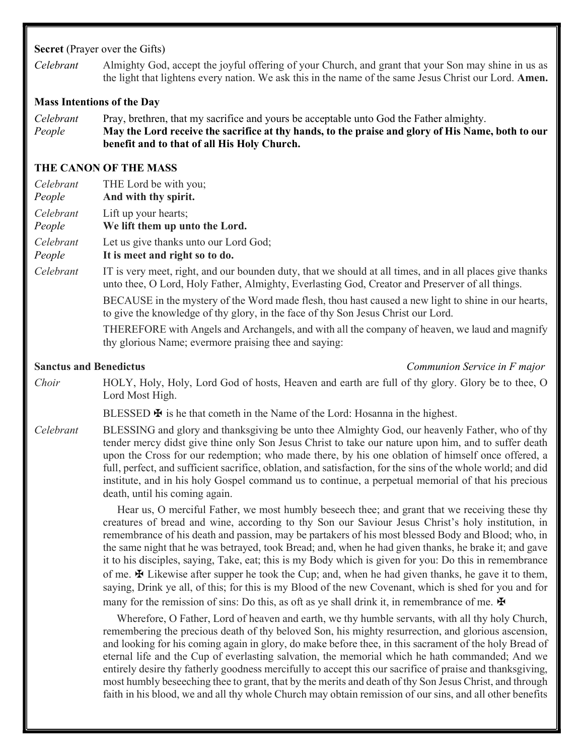**Secret** (Prayer over the Gifts)

*Celebrant* Almighty God, accept the joyful offering of your Church, and grant that your Son may shine in us as the light that lightens every nation. We ask this in the name of the same Jesus Christ our Lord. **Amen.**

**Mass Intentions of the Day**

*Celebrant* Pray, brethren, that my sacrifice and yours be acceptable unto God the Father almighty.

*People* **May the Lord receive the sacrifice at thy hands, to the praise and glory of His Name, both to our benefit and to that of all His Holy Church.**

**THE CANON OF THE MASS**

*Celebrant* THE Lord be with you;

*People* **And with thy spirit.**

*Celebrant* Lift up your hearts;

*People* **We lift them up unto the Lord.**

*Celebrant* Let us give thanks unto our Lord God;

*People* **It is meet and right so to do.**

*Celebrant* IT is very meet, right, and our bounden duty, that we should at all times, and in all places give thanks unto thee, O Lord, Holy Father, Almighty, Everlasting God, Creator and Preserver of all things.

BECAUSE in the mystery of the Word made flesh, thou hast caused a new light to shine in our hearts, to give the knowledge of thy glory, in the face of thy Son Jesus Christ our Lord.

THEREFORE with Angels and Archangels, and with all the company of heaven, we laud and magnify thy glorious Name; evermore praising thee and saying:

**Sanctus and Benedictus** *Communion Service in F major*

*Choir* HOLY, Holy, Holy, Lord God of hosts, Heaven and earth are full of thy glory. Glory be to thee, O Lord Most High.

BLESSED ✠ is he that cometh in the Name of the Lord: Hosanna in the highest.

*Celebrant* BLESSING and glory and thanksgiving be unto thee Almighty God, our heavenly Father, who of thy tender mercy didst give thine only Son Jesus Christ to take our nature upon him, and to suffer death upon the Cross for our redemption; who made there, by his one oblation of himself once offered, a full, perfect, and sufficient sacrifice, oblation, and satisfaction, for the sins of the whole world; and did institute, and in his holy Gospel command us to continue, a perpetual memorial of that his precious death, until his coming again.

Hear us, O merciful Father, we most humbly beseech thee; and grant that we receiving these thy creatures of bread and wine, according to thy Son our Saviour Jesus Christ's holy institution, in remembrance of his death and passion, may be partakers of his most blessed Body and Blood; who, in the same night that he was betrayed, took Bread; and, when he had given thanks, he brake it; and gave it to his disciples, saying, Take, eat; this is my Body which is given for you: Do this in remembrance of me. ✠ Likewise after supper he took the Cup; and, when he had given thanks, he gave it to them, saying, Drink ye all, of this; for this is my Blood of the new Covenant, which is shed for you and for many for the remission of sins: Do this, as oft as ye shall drink it, in remembrance of me. ✠

Wherefore, O Father, Lord of heaven and earth, we thy humble servants, with all thy holy Church, remembering the precious death of thy beloved Son, his mighty resurrection, and glorious ascension, and looking for his coming again in glory, do make before thee, in this sacrament of the holy Bread of eternal life and the Cup of everlasting salvation, the memorial which he hath commanded; And we entirely desire thy fatherly goodness mercifully to accept this our sacrifice of praise and thanksgiving, most humbly beseeching thee to grant, that by the merits and death of thy Son Jesus Christ, and through faith in his blood, we and all thy whole Church may obtain remission of our sins, and all other benefits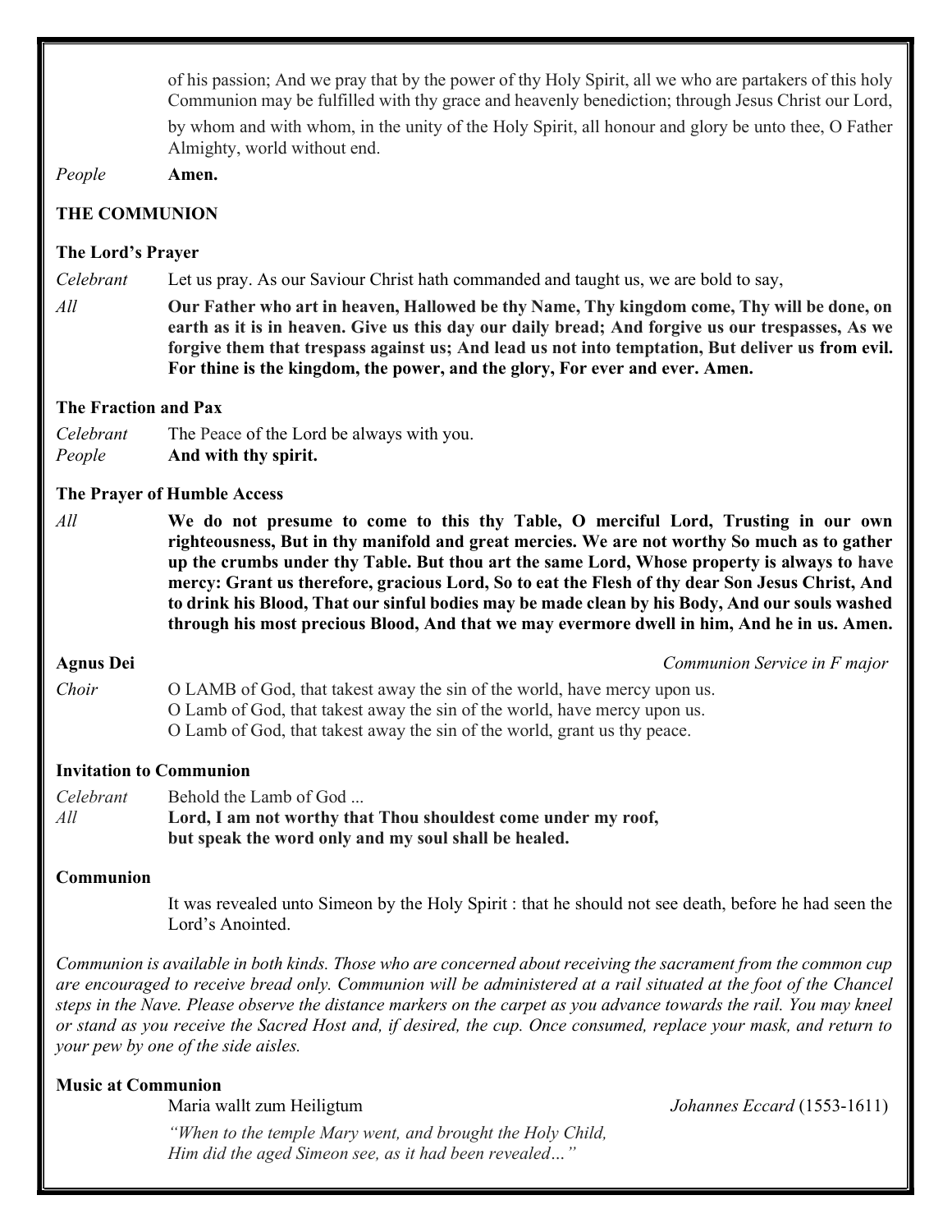of his passion; And we pray that by the power of thy Holy Spirit, all we who are partakers of this holy Communion may be fulfilled with thy grace and heavenly benediction; through Jesus Christ our Lord, by whom and with whom, in the unity of the Holy Spirit, all honour and glory be unto thee, O Father Almighty, world without end.

*People* **Amen.**

## THE COMMUNION

### The Lord's Prayer

*Celebrant* Let us pray. As our Saviour Christ hath commanded and taught us, we are bold to say,

*All* **Our Father who art in heaven, Hallowed be thy Name, Thy kingdom come, Thy will be done, on earth as it is in heaven. Give us this day our daily bread; And forgive us our trespasses, As we forgive them that trespass against us; And lead us not into temptation, But deliver us from evil. For thine is the kingdom, the power, and the glory, For ever and ever. Amen.**

### The Fraction and Pax

*Celebrant* The Peace of the Lord be always with you.
*People* **And with thy spirit.**

### The Prayer of Humble Access

*All* **We do not presume to come to this thy Table, O merciful Lord, Trusting in our own righteousness, But in thy manifold and great mercies. We are not worthy So much as to gather up the crumbs under thy Table. But thou art the same Lord, Whose property is always to have mercy: Grant us therefore, gracious Lord, So to eat the Flesh of thy dear Son Jesus Christ, And to drink his Blood, That our sinful bodies may be made clean by his Body, And our souls washed through his most precious Blood, And that we may evermore dwell in him, And he in us. Amen.**

### Agnus Dei

*Communion Service in F major*

*Choir* O LAMB of God, that takest away the sin of the world, have mercy upon us.
O Lamb of God, that takest away the sin of the world, have mercy upon us.
O Lamb of God, that takest away the sin of the world, grant us thy peace.

### Invitation to Communion

*Celebrant* Behold the Lamb of God ...
*All* **Lord, I am not worthy that Thou shouldest come under my roof,
but speak the word only and my soul shall be healed.**

### Communion

It was revealed unto Simeon by the Holy Spirit : that he should not see death, before he had seen the Lord's Anointed.

*Communion is available in both kinds. Those who are concerned about receiving the sacrament from the common cup are encouraged to receive bread only. Communion will be administered at a rail situated at the foot of the Chancel steps in the Nave. Please observe the distance markers on the carpet as you advance towards the rail. You may kneel or stand as you receive the Sacred Host and, if desired, the cup. Once consumed, replace your mask, and return to your pew by one of the side aisles.*

### Music at Communion

Maria wallt zum Heiligtum *Johannes Eccard* (1553-1611)

*"When to the temple Mary went, and brought the Holy Child,
Him did the aged Simeon see, as it had been revealed…"*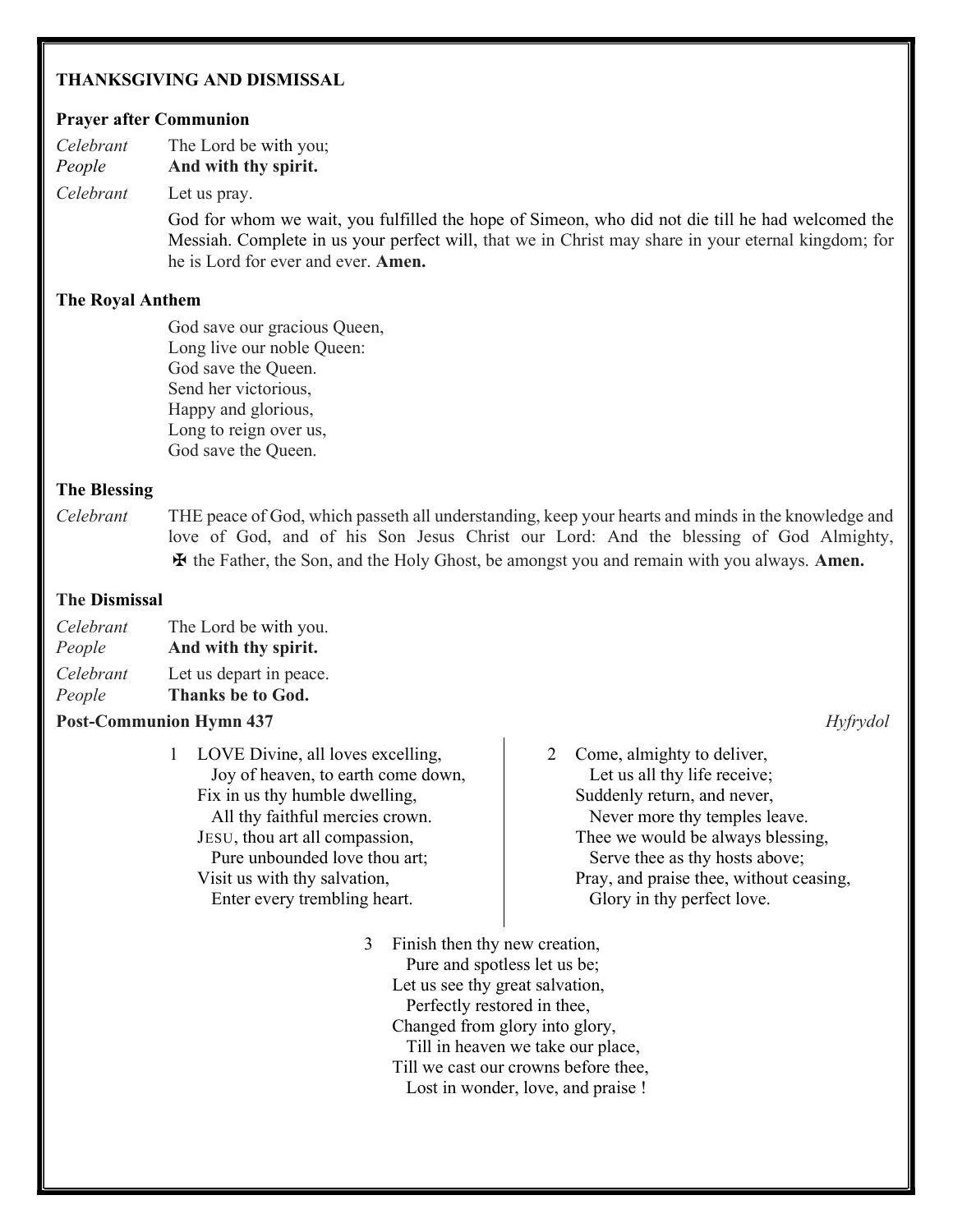## THANKSGIVING AND DISMISSAL

### Prayer after Communion

*Celebrant* The Lord be with you;
*People* **And with thy spirit.**

*Celebrant* Let us pray.

God for whom we wait, you fulfilled the hope of Simeon, who did not die till he had welcomed the Messiah. Complete in us your perfect will, that we in Christ may share in your eternal kingdom; for he is Lord for ever and ever. **Amen.**

### The Royal Anthem

God save our gracious Queen,
Long live our noble Queen:
God save the Queen.
Send her victorious,
Happy and glorious,
Long to reign over us,
God save the Queen.

### The Blessing

*Celebrant* THE peace of God, which passeth all understanding, keep your hearts and minds in the knowledge and love of God, and of his Son Jesus Christ our Lord: And the blessing of God Almighty, ✠ the Father, the Son, and the Holy Ghost, be amongst you and remain with you always. **Amen.**

### The Dismissal

*Celebrant* The Lord be with you.
*People* **And with thy spirit.**

*Celebrant* Let us depart in peace.
*People* **Thanks be to God.**

### Post-Communion Hymn 437 *Hyfrydol*

1 LOVE Divine, all loves excelling,
Joy of heaven, to earth come down,
Fix in us thy humble dwelling,
All thy faithful mercies crown.
JESU, thou art all compassion,
Pure unbounded love thou art;
Visit us with thy salvation,
Enter every trembling heart.

2 Come, almighty to deliver,
Let us all thy life receive;
Suddenly return, and never,
Never more thy temples leave.
Thee we would be always blessing,
Serve thee as thy hosts above;
Pray, and praise thee, without ceasing,
Glory in thy perfect love.

3 Finish then thy new creation,
Pure and spotless let us be;
Let us see thy great salvation,
Perfectly restored in thee,
Changed from glory into glory,
Till in heaven we take our place,
Till we cast our crowns before thee,
Lost in wonder, love, and praise !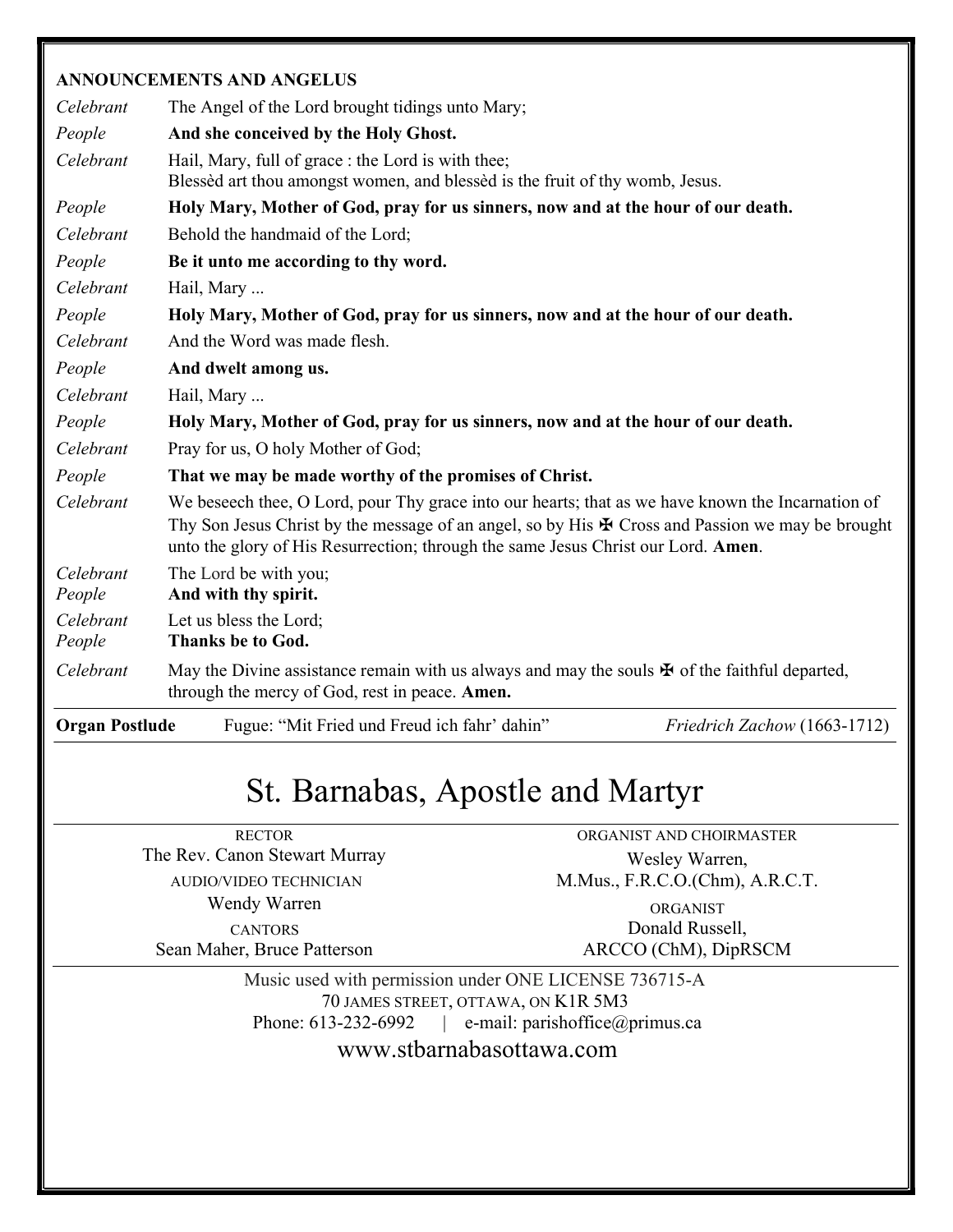**ANNOUNCEMENTS AND ANGELUS**

| | |
|---|---|
| *Celebrant* | The Angel of the Lord brought tidings unto Mary; |
| *People* | **And she conceived by the Holy Ghost.** |
| *Celebrant* | Hail, Mary, full of grace : the Lord is with thee; Blessèd art thou amongst women, and blessèd is the fruit of thy womb, Jesus. |
| *People* | **Holy Mary, Mother of God, pray for us sinners, now and at the hour of our death.** |
| *Celebrant* | Behold the handmaid of the Lord; |
| *People* | **Be it unto me according to thy word.** |
| *Celebrant* | Hail, Mary ... |
| *People* | **Holy Mary, Mother of God, pray for us sinners, now and at the hour of our death.** |
| *Celebrant* | And the Word was made flesh. |
| *People* | **And dwelt among us.** |
| *Celebrant* | Hail, Mary ... |
| *People* | **Holy Mary, Mother of God, pray for us sinners, now and at the hour of our death.** |
| *Celebrant* | Pray for us, O holy Mother of God; |
| *People* | **That we may be made worthy of the promises of Christ.** |
| *Celebrant* | We beseech thee, O Lord, pour Thy grace into our hearts; that as we have known the Incarnation of Thy Son Jesus Christ by the message of an angel, so by His ✠ Cross and Passion we may be brought unto the glory of His Resurrection; through the same Jesus Christ our Lord. **Amen**. |
| *Celebrant* | The Lord be with you; |
| *People* | **And with thy spirit.** |
| *Celebrant* | Let us bless the Lord; |
| *People* | **Thanks be to God.** |
| *Celebrant* | May the Divine assistance remain with us always and may the souls ✠ of the faithful departed, through the mercy of God, rest in peace. **Amen.** |

**Organ Postlude** Fugue: "Mit Fried und Freud ich fahr' dahin" *Friedrich Zachow* (1663-1712)

# St. Barnabas, Apostle and Martyr

RECTOR
The Rev. Canon Stewart Murray

AUDIO/VIDEO TECHNICIAN
Wendy Warren

CANTORS
Sean Maher, Bruce Patterson

ORGANIST AND CHOIRMASTER
Wesley Warren,
M.Mus., F.R.C.O.(Chm), A.R.C.T.

ORGANIST
Donald Russell,
ARCCO (ChM), DipRSCM

Music used with permission under ONE LICENSE 736715-A
70 JAMES STREET, OTTAWA, ON K1R 5M3
Phone: 613-232-6992 | e-mail: parishoffice@primus.ca

www.stbarnabasottawa.com